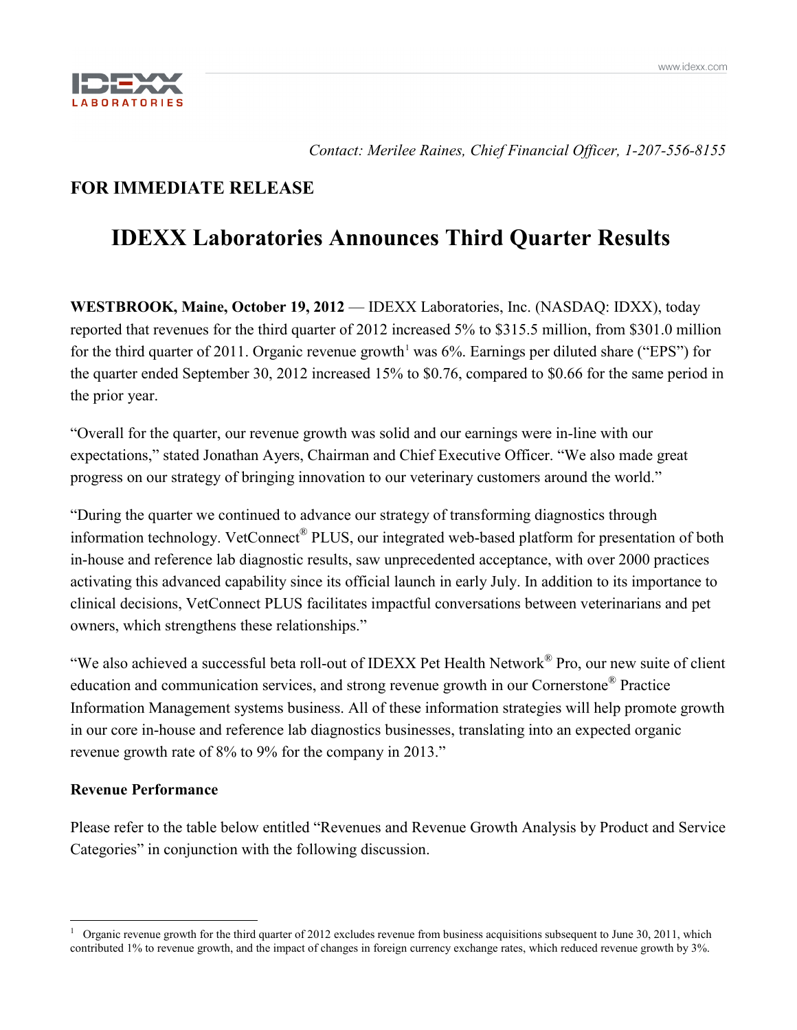*Contact: Merilee Raines, Chief Financial Officer, 1-207-556-8155*

**FOR IMMEDIATE RELEASE**

# IDEXX Laboratories Announces Third Quarter Results

**WESTBROOK, Maine, October 19, 2012** — IDEXX Laboratories, Inc. (NASDAQ: IDXX), today reported that revenues for the third quarter of 2012 increased 5% to $315.5 million, from $301.0 million for the third quarter of 2011. Organic revenue growth[1] was 6%. Earnings per diluted share ("EPS") for the quarter ended September 30, 2012 increased 15% to $0.76, compared to $0.66 for the same period in the prior year.

"Overall for the quarter, our revenue growth was solid and our earnings were in-line with our expectations," stated Jonathan Ayers, Chairman and Chief Executive Officer. "We also made great progress on our strategy of bringing innovation to our veterinary customers around the world."

"During the quarter we continued to advance our strategy of transforming diagnostics through information technology. VetConnect® PLUS, our integrated web-based platform for presentation of both in-house and reference lab diagnostic results, saw unprecedented acceptance, with over 2000 practices activating this advanced capability since its official launch in early July. In addition to its importance to clinical decisions, VetConnect PLUS facilitates impactful conversations between veterinarians and pet owners, which strengthens these relationships."

"We also achieved a successful beta roll-out of IDEXX Pet Health Network® Pro, our new suite of client education and communication services, and strong revenue growth in our Cornerstone® Practice Information Management systems business. All of these information strategies will help promote growth in our core in-house and reference lab diagnostics businesses, translating into an expected organic revenue growth rate of 8% to 9% for the company in 2013."

**Revenue Performance**

Please refer to the table below entitled "Revenues and Revenue Growth Analysis by Product and Service Categories" in conjunction with the following discussion.

[1] Organic revenue growth for the third quarter of 2012 excludes revenue from business acquisitions subsequent to June 30, 2011, which contributed 1% to revenue growth, and the impact of changes in foreign currency exchange rates, which reduced revenue growth by 3%.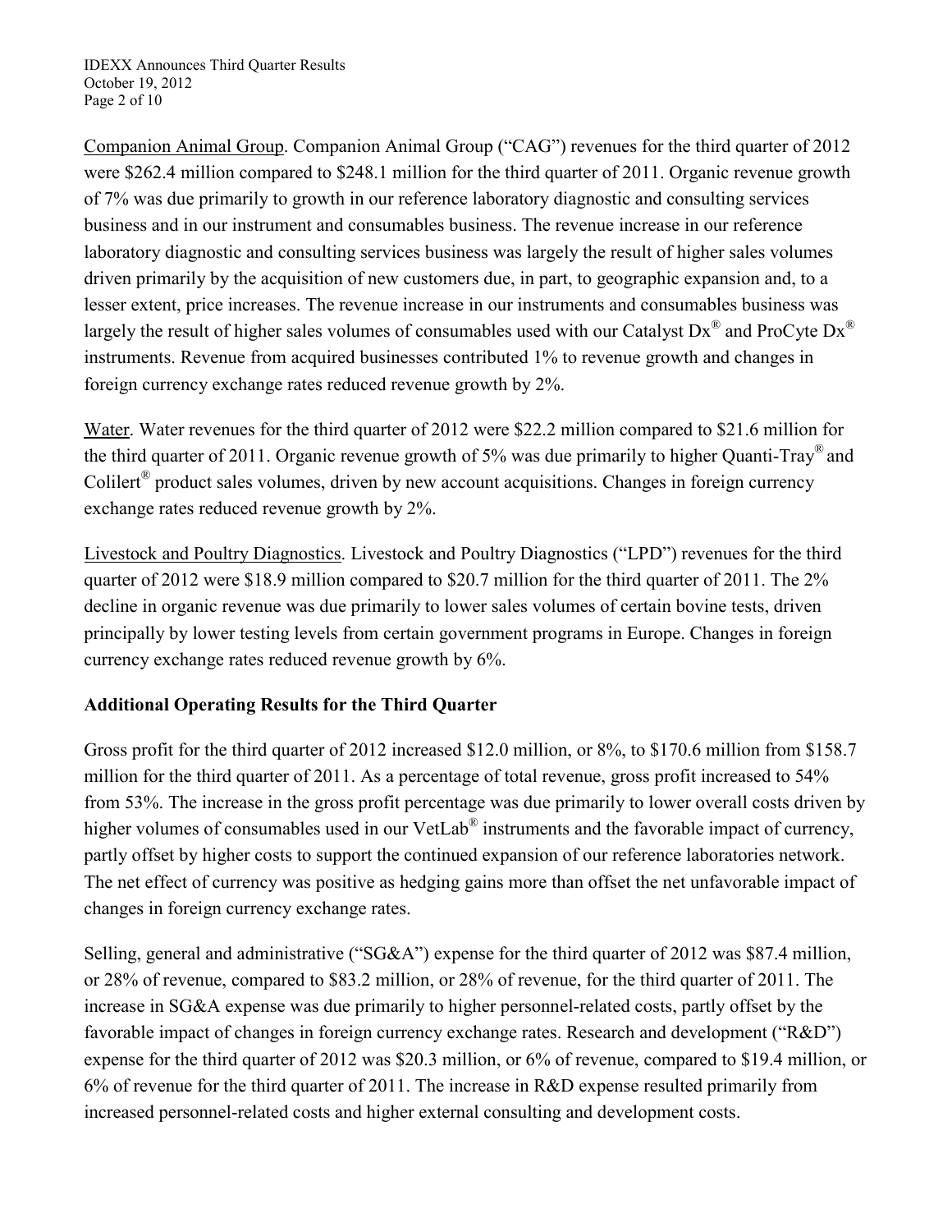Companion Animal Group. Companion Animal Group ("CAG") revenues for the third quarter of 2012 were $262.4 million compared to $248.1 million for the third quarter of 2011. Organic revenue growth of 7% was due primarily to growth in our reference laboratory diagnostic and consulting services business and in our instrument and consumables business. The revenue increase in our reference laboratory diagnostic and consulting services business was largely the result of higher sales volumes driven primarily by the acquisition of new customers due, in part, to geographic expansion and, to a lesser extent, price increases. The revenue increase in our instruments and consumables business was largely the result of higher sales volumes of consumables used with our Catalyst Dx® and ProCyte Dx® instruments. Revenue from acquired businesses contributed 1% to revenue growth and changes in foreign currency exchange rates reduced revenue growth by 2%.

Water. Water revenues for the third quarter of 2012 were $22.2 million compared to $21.6 million for the third quarter of 2011. Organic revenue growth of 5% was due primarily to higher Quanti-Tray® and Colilert® product sales volumes, driven by new account acquisitions. Changes in foreign currency exchange rates reduced revenue growth by 2%.

Livestock and Poultry Diagnostics. Livestock and Poultry Diagnostics ("LPD") revenues for the third quarter of 2012 were $18.9 million compared to $20.7 million for the third quarter of 2011. The 2% decline in organic revenue was due primarily to lower sales volumes of certain bovine tests, driven principally by lower testing levels from certain government programs in Europe. Changes in foreign currency exchange rates reduced revenue growth by 6%.

**Additional Operating Results for the Third Quarter**

Gross profit for the third quarter of 2012 increased $12.0 million, or 8%, to $170.6 million from $158.7 million for the third quarter of 2011. As a percentage of total revenue, gross profit increased to 54% from 53%. The increase in the gross profit percentage was due primarily to lower overall costs driven by higher volumes of consumables used in our VetLab® instruments and the favorable impact of currency, partly offset by higher costs to support the continued expansion of our reference laboratories network. The net effect of currency was positive as hedging gains more than offset the net unfavorable impact of changes in foreign currency exchange rates.

Selling, general and administrative ("SG&A") expense for the third quarter of 2012 was $87.4 million, or 28% of revenue, compared to $83.2 million, or 28% of revenue, for the third quarter of 2011. The increase in SG&A expense was due primarily to higher personnel-related costs, partly offset by the favorable impact of changes in foreign currency exchange rates. Research and development ("R&D") expense for the third quarter of 2012 was $20.3 million, or 6% of revenue, compared to $19.4 million, or 6% of revenue for the third quarter of 2011. The increase in R&D expense resulted primarily from increased personnel-related costs and higher external consulting and development costs.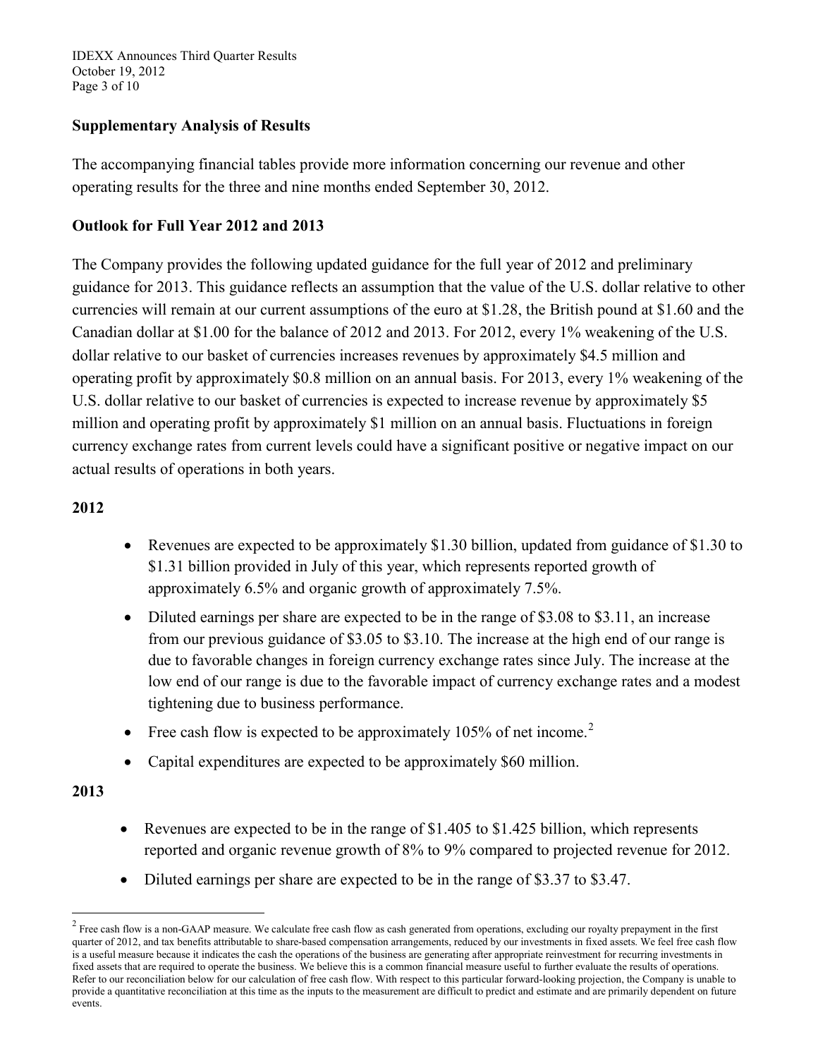## Supplementary Analysis of Results

The accompanying financial tables provide more information concerning our revenue and other operating results for the three and nine months ended September 30, 2012.

## Outlook for Full Year 2012 and 2013

The Company provides the following updated guidance for the full year of 2012 and preliminary guidance for 2013. This guidance reflects an assumption that the value of the U.S. dollar relative to other currencies will remain at our current assumptions of the euro at $1.28, the British pound at $1.60 and the Canadian dollar at $1.00 for the balance of 2012 and 2013. For 2012, every 1% weakening of the U.S. dollar relative to our basket of currencies increases revenues by approximately $4.5 million and operating profit by approximately $0.8 million on an annual basis. For 2013, every 1% weakening of the U.S. dollar relative to our basket of currencies is expected to increase revenue by approximately $5 million and operating profit by approximately $1 million on an annual basis. Fluctuations in foreign currency exchange rates from current levels could have a significant positive or negative impact on our actual results of operations in both years.

### 2012

- Revenues are expected to be approximately $1.30 billion, updated from guidance of $1.30 to $1.31 billion provided in July of this year, which represents reported growth of approximately 6.5% and organic growth of approximately 7.5%.
- Diluted earnings per share are expected to be in the range of $3.08 to $3.11, an increase from our previous guidance of $3.05 to $3.10. The increase at the high end of our range is due to favorable changes in foreign currency exchange rates since July. The increase at the low end of our range is due to the favorable impact of currency exchange rates and a modest tightening due to business performance.
- Free cash flow is expected to be approximately 105% of net income.[2]
- Capital expenditures are expected to be approximately $60 million.

### 2013

- Revenues are expected to be in the range of $1.405 to $1.425 billion, which represents reported and organic revenue growth of 8% to 9% compared to projected revenue for 2012.
- Diluted earnings per share are expected to be in the range of $3.37 to $3.47.

[2] Free cash flow is a non-GAAP measure. We calculate free cash flow as cash generated from operations, excluding our royalty prepayment in the first quarter of 2012, and tax benefits attributable to share-based compensation arrangements, reduced by our investments in fixed assets. We feel free cash flow is a useful measure because it indicates the cash the operations of the business are generating after appropriate reinvestment for recurring investments in fixed assets that are required to operate the business. We believe this is a common financial measure useful to further evaluate the results of operations. Refer to our reconciliation below for our calculation of free cash flow. With respect to this particular forward-looking projection, the Company is unable to provide a quantitative reconciliation at this time as the inputs to the measurement are difficult to predict and estimate and are primarily dependent on future events.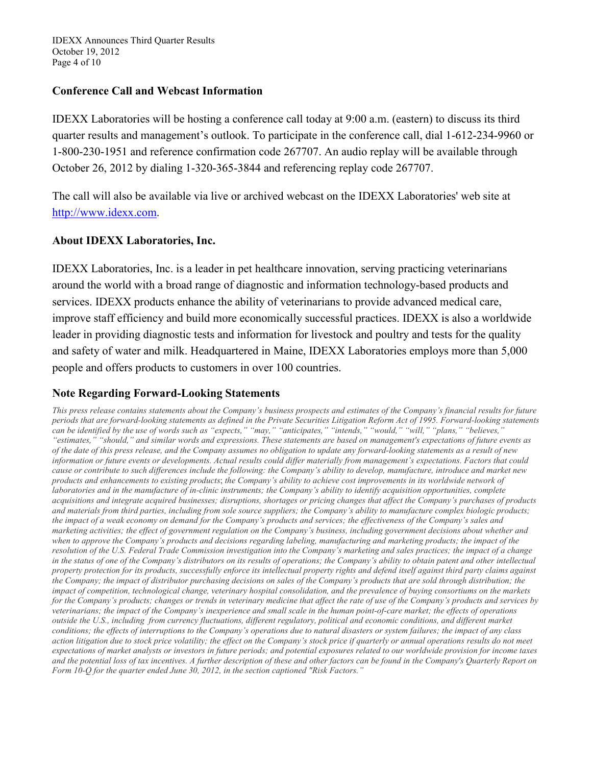## Conference Call and Webcast Information

IDEXX Laboratories will be hosting a conference call today at 9:00 a.m. (eastern) to discuss its third quarter results and management's outlook. To participate in the conference call, dial 1-612-234-9960 or 1-800-230-1951 and reference confirmation code 267707. An audio replay will be available through October 26, 2012 by dialing 1-320-365-3844 and referencing replay code 267707.

The call will also be available via live or archived webcast on the IDEXX Laboratories' web site at [http://www.idexx.com](http://www.idexx.com).

## About IDEXX Laboratories, Inc.

IDEXX Laboratories, Inc. is a leader in pet healthcare innovation, serving practicing veterinarians around the world with a broad range of diagnostic and information technology-based products and services. IDEXX products enhance the ability of veterinarians to provide advanced medical care, improve staff efficiency and build more economically successful practices. IDEXX is also a worldwide leader in providing diagnostic tests and information for livestock and poultry and tests for the quality and safety of water and milk. Headquartered in Maine, IDEXX Laboratories employs more than 5,000 people and offers products to customers in over 100 countries.

## Note Regarding Forward-Looking Statements

*This press release contains statements about the Company's business prospects and estimates of the Company's financial results for future periods that are forward-looking statements as defined in the Private Securities Litigation Reform Act of 1995. Forward-looking statements can be identified by the use of words such as "expects," "may," "anticipates," "intends," "would," "will," "plans," "believes," "estimates," "should," and similar words and expressions. These statements are based on management's expectations of future events as of the date of this press release, and the Company assumes no obligation to update any forward-looking statements as a result of new information or future events or developments. Actual results could differ materially from management's expectations. Factors that could cause or contribute to such differences include the following: the Company's ability to develop, manufacture, introduce and market new products and enhancements to existing products; the Company's ability to achieve cost improvements in its worldwide network of laboratories and in the manufacture of in-clinic instruments; the Company's ability to identify acquisition opportunities, complete acquisitions and integrate acquired businesses; disruptions, shortages or pricing changes that affect the Company's purchases of products and materials from third parties, including from sole source suppliers; the Company's ability to manufacture complex biologic products; the impact of a weak economy on demand for the Company's products and services; the effectiveness of the Company's sales and marketing activities; the effect of government regulation on the Company's business, including government decisions about whether and when to approve the Company's products and decisions regarding labeling, manufacturing and marketing products; the impact of the resolution of the U.S. Federal Trade Commission investigation into the Company's marketing and sales practices; the impact of a change in the status of one of the Company's distributors on its results of operations; the Company's ability to obtain patent and other intellectual property protection for its products, successfully enforce its intellectual property rights and defend itself against third party claims against the Company; the impact of distributor purchasing decisions on sales of the Company's products that are sold through distribution; the impact of competition, technological change, veterinary hospital consolidation, and the prevalence of buying consortiums on the markets for the Company's products; changes or trends in veterinary medicine that affect the rate of use of the Company's products and services by veterinarians; the impact of the Company's inexperience and small scale in the human point-of-care market; the effects of operations outside the U.S., including from currency fluctuations, different regulatory, political and economic conditions, and different market conditions; the effects of interruptions to the Company's operations due to natural disasters or system failures; the impact of any class action litigation due to stock price volatility; the effect on the Company's stock price if quarterly or annual operations results do not meet expectations of market analysts or investors in future periods; and potential exposures related to our worldwide provision for income taxes and the potential loss of tax incentives. A further description of these and other factors can be found in the Company's Quarterly Report on Form 10-Q for the quarter ended June 30, 2012, in the section captioned "Risk Factors."*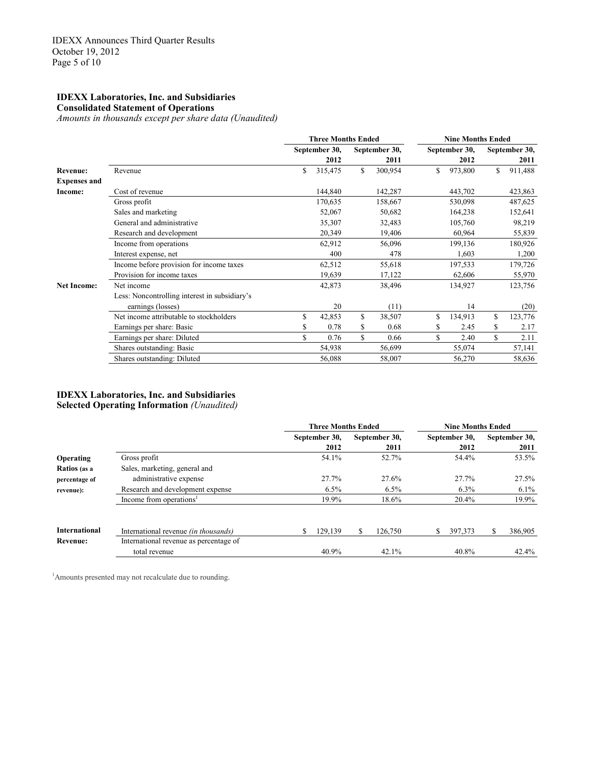**IDEXX Laboratories, Inc. and Subsidiaries**
**Consolidated Statement of Operations**
*Amounts in thousands except per share data (Unaudited)*

| | | Three Months Ended | | Nine Months Ended | |
|---|---|---|---|---|---|
| | | September 30, 2012 | September 30, 2011 | September 30, 2012 | September 30, 2011 |
| **Revenue:** | Revenue | $ 315,475 | $ 300,954 | $ 973,800 | $ 911,488 |
| **Expenses and Income:** | Cost of revenue | 144,840 | 142,287 | 443,702 | 423,863 |
| | Gross profit | 170,635 | 158,667 | 530,098 | 487,625 |
| | Sales and marketing | 52,067 | 50,682 | 164,238 | 152,641 |
| | General and administrative | 35,307 | 32,483 | 105,760 | 98,219 |
| | Research and development | 20,349 | 19,406 | 60,964 | 55,839 |
| | Income from operations | 62,912 | 56,096 | 199,136 | 180,926 |
| | Interest expense, net | 400 | 478 | 1,603 | 1,200 |
| | Income before provision for income taxes | 62,512 | 55,618 | 197,533 | 179,726 |
| | Provision for income taxes | 19,639 | 17,122 | 62,606 | 55,970 |
| **Net Income:** | Net income | 42,873 | 38,496 | 134,927 | 123,756 |
| | Less: Noncontrolling interest in subsidiary's earnings (losses) | 20 | (11) | 14 | (20) |
| | Net income attributable to stockholders | $ 42,853 | $ 38,507 | $ 134,913 | $ 123,776 |
| | Earnings per share: Basic | $ 0.78 | $ 0.68 | $ 2.45 | $ 2.17 |
| | Earnings per share: Diluted | $ 0.76 | $ 0.66 | $ 2.40 | $ 2.11 |
| | Shares outstanding: Basic | 54,938 | 56,699 | 55,074 | 57,141 |
| | Shares outstanding: Diluted | 56,088 | 58,007 | 56,270 | 58,636 |

**IDEXX Laboratories, Inc. and Subsidiaries**
**Selected Operating Information** *(Unaudited)*

| | | Three Months Ended | | Nine Months Ended | |
|---|---|---|---|---|---|
| | | September 30, 2012 | September 30, 2011 | September 30, 2012 | September 30, 2011 |
| **Operating Ratios** (as a percentage of revenue): | Gross profit | 54.1% | 52.7% | 54.4% | 53.5% |
| | Sales, marketing, general and administrative expense | 27.7% | 27.6% | 27.7% | 27.5% |
| | Research and development expense | 6.5% | 6.5% | 6.3% | 6.1% |
| | Income from operations[1] | 19.9% | 18.6% | 20.4% | 19.9% |
| **International Revenue:** | International revenue *(in thousands)* | $ 129,139 | $ 126,750 | $ 397,373 | $ 386,905 |
| | International revenue as percentage of total revenue | 40.9% | 42.1% | 40.8% | 42.4% |

[1]Amounts presented may not recalculate due to rounding.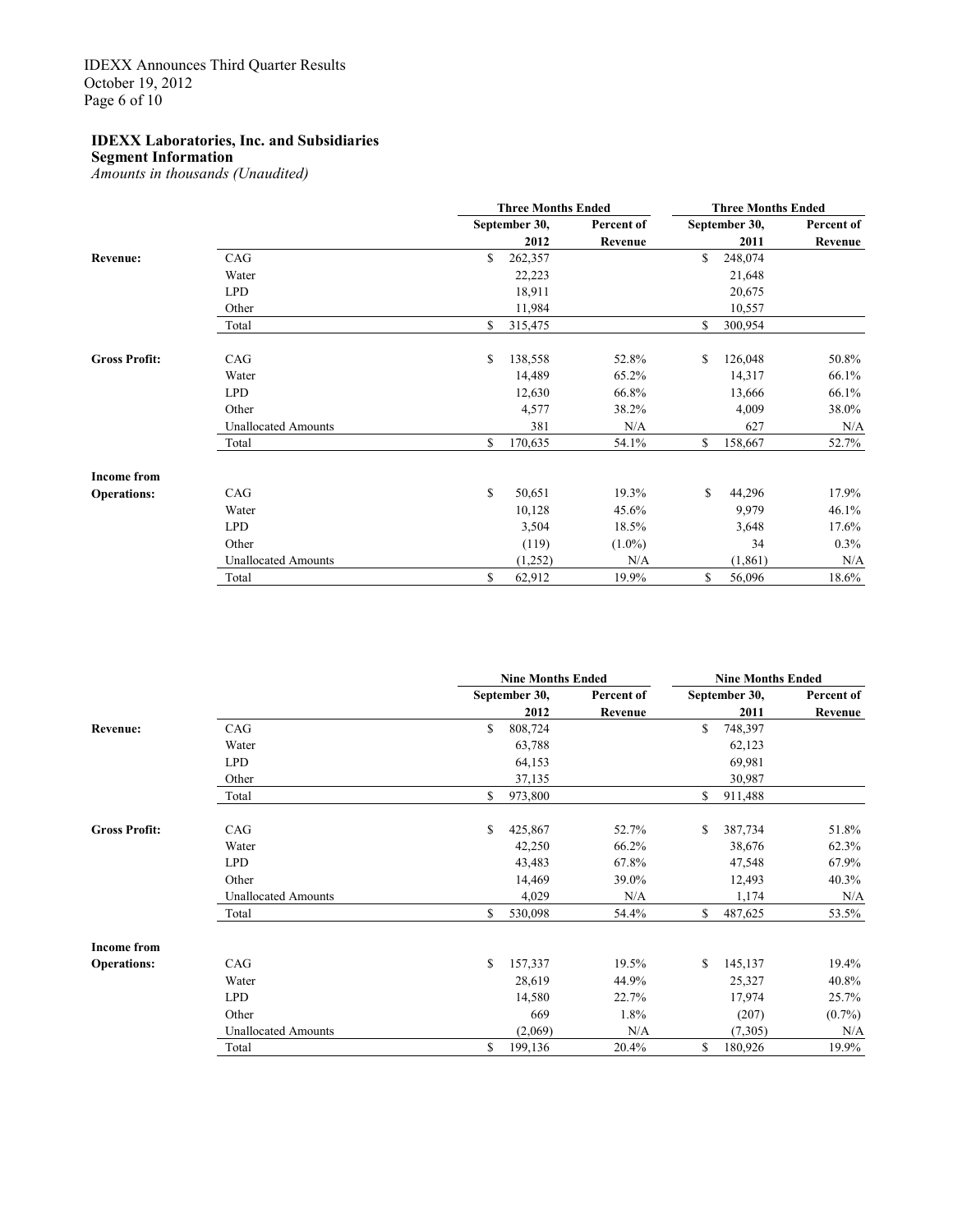**IDEXX Laboratories, Inc. and Subsidiaries**
**Segment Information**
*Amounts in thousands (Unaudited)*

| | | Three Months Ended | | Three Months Ended | |
|---|---|---|---|---|---|
| | | September 30, 2012 | Percent of Revenue | September 30, 2011 | Percent of Revenue |
| **Revenue:** | CAG | $ 262,357 | | $ 248,074 | |
| | Water | 22,223 | | 21,648 | |
| | LPD | 18,911 | | 20,675 | |
| | Other | 11,984 | | 10,557 | |
| | Total | $ 315,475 | | $ 300,954 | |
| **Gross Profit:** | CAG | $ 138,558 | 52.8% | $ 126,048 | 50.8% |
| | Water | 14,489 | 65.2% | 14,317 | 66.1% |
| | LPD | 12,630 | 66.8% | 13,666 | 66.1% |
| | Other | 4,577 | 38.2% | 4,009 | 38.0% |
| | Unallocated Amounts | 381 | N/A | 627 | N/A |
| | Total | $ 170,635 | 54.1% | $ 158,667 | 52.7% |
| **Income from Operations:** | CAG | $ 50,651 | 19.3% | $ 44,296 | 17.9% |
| | Water | 10,128 | 45.6% | 9,979 | 46.1% |
| | LPD | 3,504 | 18.5% | 3,648 | 17.6% |
| | Other | (119) | (1.0%) | 34 | 0.3% |
| | Unallocated Amounts | (1,252) | N/A | (1,861) | N/A |
| | Total | $ 62,912 | 19.9% | $ 56,096 | 18.6% |

| | | Nine Months Ended | | Nine Months Ended | |
|---|---|---|---|---|---|
| | | September 30, 2012 | Percent of Revenue | September 30, 2011 | Percent of Revenue |
| **Revenue:** | CAG | $ 808,724 | | $ 748,397 | |
| | Water | 63,788 | | 62,123 | |
| | LPD | 64,153 | | 69,981 | |
| | Other | 37,135 | | 30,987 | |
| | Total | $ 973,800 | | $ 911,488 | |
| **Gross Profit:** | CAG | $ 425,867 | 52.7% | $ 387,734 | 51.8% |
| | Water | 42,250 | 66.2% | 38,676 | 62.3% |
| | LPD | 43,483 | 67.8% | 47,548 | 67.9% |
| | Other | 14,469 | 39.0% | 12,493 | 40.3% |
| | Unallocated Amounts | 4,029 | N/A | 1,174 | N/A |
| | Total | $ 530,098 | 54.4% | $ 487,625 | 53.5% |
| **Income from Operations:** | CAG | $ 157,337 | 19.5% | $ 145,137 | 19.4% |
| | Water | 28,619 | 44.9% | 25,327 | 40.8% |
| | LPD | 14,580 | 22.7% | 17,974 | 25.7% |
| | Other | 669 | 1.8% | (207) | (0.7%) |
| | Unallocated Amounts | (2,069) | N/A | (7,305) | N/A |
| | Total | $ 199,136 | 20.4% | $ 180,926 | 19.9% |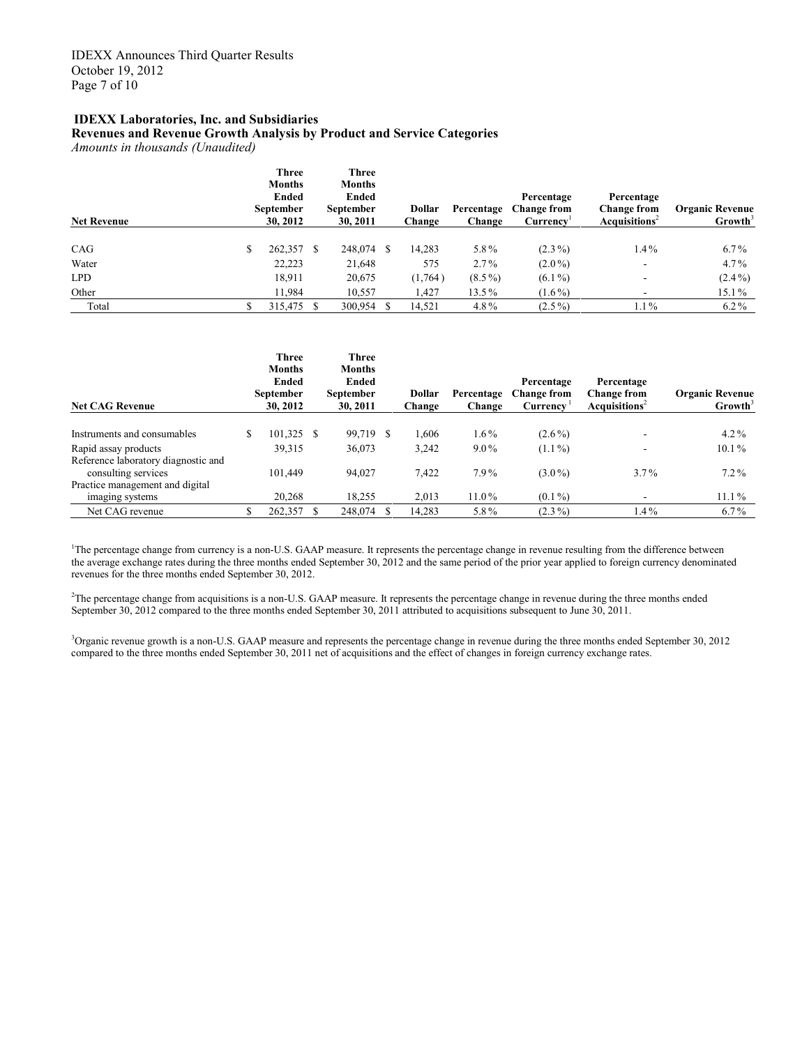**IDEXX Laboratories, Inc. and Subsidiaries**
**Revenues and Revenue Growth Analysis by Product and Service Categories**
*Amounts in thousands (Unaudited)*

| Net Revenue | Three Months Ended September 30, 2012 | Three Months Ended September 30, 2011 | Dollar Change | Percentage Change | Percentage Change from Currency[1] | Percentage Change from Acquisitions[2] | Organic Revenue Growth[3] |
|---|---|---|---|---|---|---|---|
| CAG | $ 262,357 | $ 248,074 | $ 14,283 | 5.8% | (2.3%) | 1.4% | 6.7% |
| Water | 22,223 | 21,648 | 575 | 2.7% | (2.0%) | - | 4.7% |
| LPD | 18,911 | 20,675 | (1,764) | (8.5%) | (6.1%) | - | (2.4%) |
| Other | 11,984 | 10,557 | 1,427 | 13.5% | (1.6%) | - | 15.1% |
| Total | $ 315,475 | $ 300,954 | $ 14,521 | 4.8% | (2.5%) | 1.1% | 6.2% |

| Net CAG Revenue | Three Months Ended September 30, 2012 | Three Months Ended September 30, 2011 | Dollar Change | Percentage Change | Percentage Change from Currency[1] | Percentage Change from Acquisitions[2] | Organic Revenue Growth[3] |
|---|---|---|---|---|---|---|---|
| Instruments and consumables | $ 101,325 | $ 99,719 | $ 1,606 | 1.6% | (2.6%) | - | 4.2% |
| Rapid assay products | 39,315 | 36,073 | 3,242 | 9.0% | (1.1%) | - | 10.1% |
| Reference laboratory diagnostic and consulting services | 101,449 | 94,027 | 7,422 | 7.9% | (3.0%) | 3.7% | 7.2% |
| Practice management and digital imaging systems | 20,268 | 18,255 | 2,013 | 11.0% | (0.1%) | - | 11.1% |
| Net CAG revenue | $ 262,357 | $ 248,074 | $ 14,283 | 5.8% | (2.3%) | 1.4% | 6.7% |

[1]The percentage change from currency is a non-U.S. GAAP measure. It represents the percentage change in revenue resulting from the difference between the average exchange rates during the three months ended September 30, 2012 and the same period of the prior year applied to foreign currency denominated revenues for the three months ended September 30, 2012.

[2]The percentage change from acquisitions is a non-U.S. GAAP measure. It represents the percentage change in revenue during the three months ended September 30, 2012 compared to the three months ended September 30, 2011 attributed to acquisitions subsequent to June 30, 2011.

[3]Organic revenue growth is a non-U.S. GAAP measure and represents the percentage change in revenue during the three months ended September 30, 2012 compared to the three months ended September 30, 2011 net of acquisitions and the effect of changes in foreign currency exchange rates.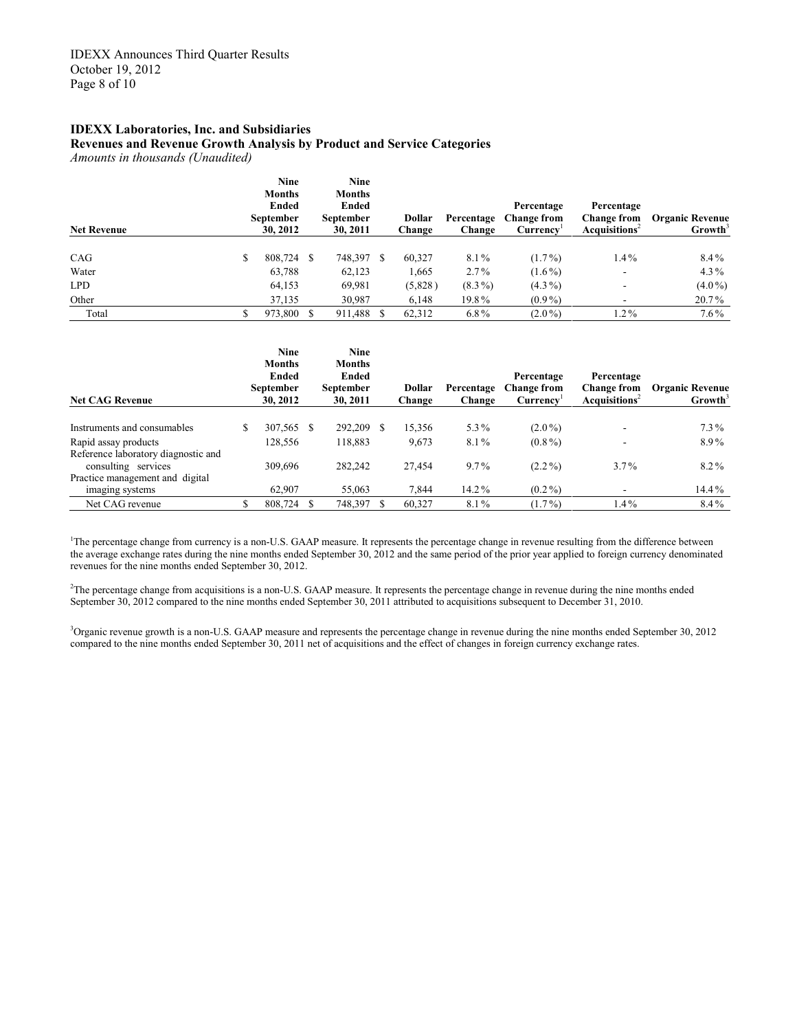**IDEXX Laboratories, Inc. and Subsidiaries**
**Revenues and Revenue Growth Analysis by Product and Service Categories**
*Amounts in thousands (Unaudited)*

| Net Revenue | Nine Months Ended September 30, 2012 | Nine Months Ended September 30, 2011 | Dollar Change | Percentage Change | Percentage Change from Currency[1] | Percentage Change from Acquisitions[2] | Organic Revenue Growth[3] |
|---|---|---|---|---|---|---|---|
| CAG | $ 808,724 | $ 748,397 | $ 60,327 | 8.1% | (1.7%) | 1.4% | 8.4% |
| Water | 63,788 | 62,123 | 1,665 | 2.7% | (1.6%) | - | 4.3% |
| LPD | 64,153 | 69,981 | (5,828) | (8.3%) | (4.3%) | - | (4.0%) |
| Other | 37,135 | 30,987 | 6,148 | 19.8% | (0.9%) | - | 20.7% |
| Total | $ 973,800 | $ 911,488 | $ 62,312 | 6.8% | (2.0%) | 1.2% | 7.6% |

| Net CAG Revenue | Nine Months Ended September 30, 2012 | Nine Months Ended September 30, 2011 | Dollar Change | Percentage Change | Percentage Change from Currency[1] | Percentage Change from Acquisitions[2] | Organic Revenue Growth[3] |
|---|---|---|---|---|---|---|---|
| Instruments and consumables | $ 307,565 | $ 292,209 | $ 15,356 | 5.3% | (2.0%) | - | 7.3% |
| Rapid assay products | 128,556 | 118,883 | 9,673 | 8.1% | (0.8%) | - | 8.9% |
| Reference laboratory diagnostic and consulting services | 309,696 | 282,242 | 27,454 | 9.7% | (2.2%) | 3.7% | 8.2% |
| Practice management and digital imaging systems | 62,907 | 55,063 | 7,844 | 14.2% | (0.2%) | - | 14.4% |
| Net CAG revenue | $ 808,724 | $ 748,397 | $ 60,327 | 8.1% | (1.7%) | 1.4% | 8.4% |

[1]The percentage change from currency is a non-U.S. GAAP measure. It represents the percentage change in revenue resulting from the difference between the average exchange rates during the nine months ended September 30, 2012 and the same period of the prior year applied to foreign currency denominated revenues for the nine months ended September 30, 2012.

[2]The percentage change from acquisitions is a non-U.S. GAAP measure. It represents the percentage change in revenue during the nine months ended September 30, 2012 compared to the nine months ended September 30, 2011 attributed to acquisitions subsequent to December 31, 2010.

[3]Organic revenue growth is a non-U.S. GAAP measure and represents the percentage change in revenue during the nine months ended September 30, 2012 compared to the nine months ended September 30, 2011 net of acquisitions and the effect of changes in foreign currency exchange rates.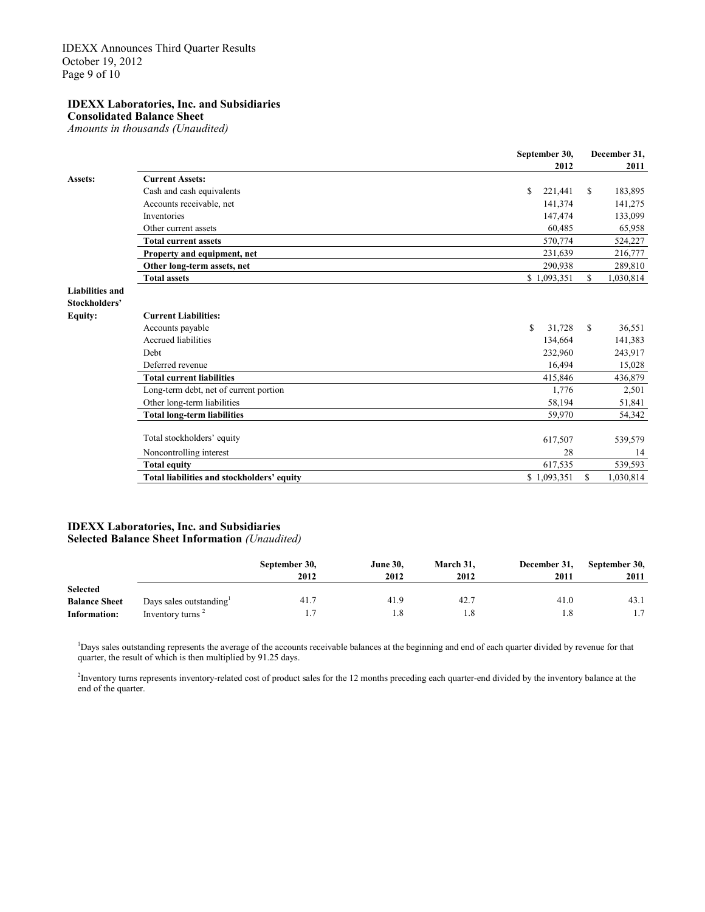**IDEXX Laboratories, Inc. and Subsidiaries**
**Consolidated Balance Sheet**
*Amounts in thousands (Unaudited)*

| | | September 30, 2012 | December 31, 2011 |
|---|---|---|---|
| **Assets:** | **Current Assets:** | | |
| | Cash and cash equivalents | $ 221,441 | $ 183,895 |
| | Accounts receivable, net | 141,374 | 141,275 |
| | Inventories | 147,474 | 133,099 |
| | Other current assets | 60,485 | 65,958 |
| | **Total current assets** | 570,774 | 524,227 |
| | **Property and equipment, net** | 231,639 | 216,777 |
| | **Other long-term assets, net** | 290,938 | 289,810 |
| | **Total assets** | $ 1,093,351 | $ 1,030,814 |
| **Liabilities and Stockholders' Equity:** | **Current Liabilities:** | | |
| | Accounts payable | $ 31,728 | $ 36,551 |
| | Accrued liabilities | 134,664 | 141,383 |
| | Debt | 232,960 | 243,917 |
| | Deferred revenue | 16,494 | 15,028 |
| | **Total current liabilities** | 415,846 | 436,879 |
| | Long-term debt, net of current portion | 1,776 | 2,501 |
| | Other long-term liabilities | 58,194 | 51,841 |
| | **Total long-term liabilities** | 59,970 | 54,342 |
| | Total stockholders' equity | 617,507 | 539,579 |
| | Noncontrolling interest | 28 | 14 |
| | **Total equity** | 617,535 | 539,593 |
| | **Total liabilities and stockholders' equity** | $ 1,093,351 | $ 1,030,814 |

**IDEXX Laboratories, Inc. and Subsidiaries**
**Selected Balance Sheet Information** *(Unaudited)*

| | | September 30, 2012 | June 30, 2012 | March 31, 2012 | December 31, 2011 | September 30, 2011 |
|---|---|---|---|---|---|---|
| **Selected Balance Sheet Information:** | Days sales outstanding[1] | 41.7 | 41.9 | 42.7 | 41.0 | 43.1 |
| | Inventory turns [2] | 1.7 | 1.8 | 1.8 | 1.8 | 1.7 |

[1]Days sales outstanding represents the average of the accounts receivable balances at the beginning and end of each quarter divided by revenue for that quarter, the result of which is then multiplied by 91.25 days.

[2]Inventory turns represents inventory-related cost of product sales for the 12 months preceding each quarter-end divided by the inventory balance at the end of the quarter.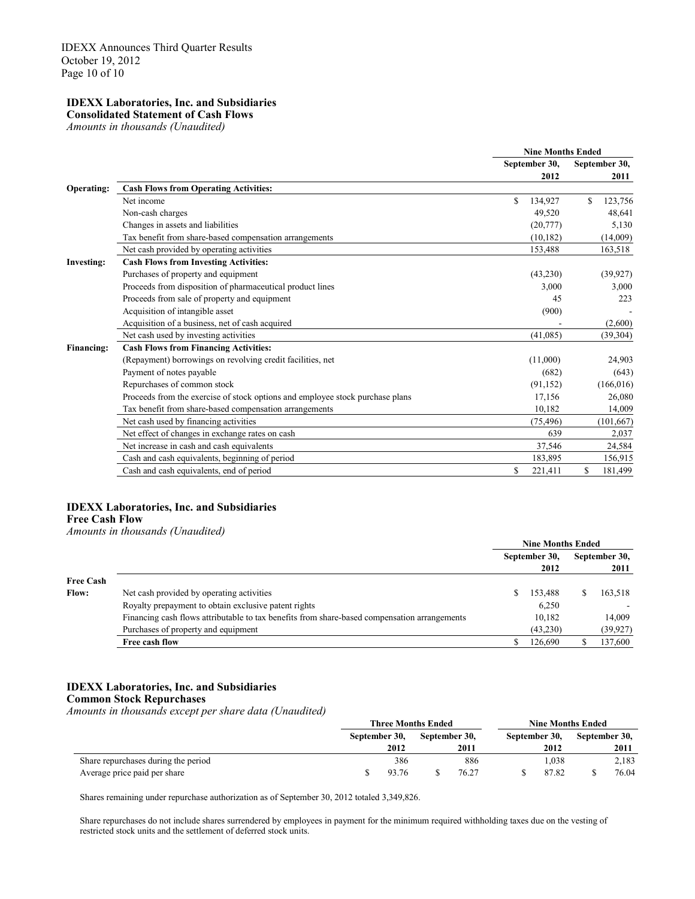### IDEXX Laboratories, Inc. and Subsidiaries
**Consolidated Statement of Cash Flows**
*Amounts in thousands (Unaudited)*

| | | Nine Months Ended | |
|---|---|---|---|
| | | September 30, 2012 | September 30, 2011 |
| **Operating:** | **Cash Flows from Operating Activities:** | | |
| | Net income | $ 134,927 | $ 123,756 |
| | Non-cash charges | 49,520 | 48,641 |
| | Changes in assets and liabilities | (20,777) | 5,130 |
| | Tax benefit from share-based compensation arrangements | (10,182) | (14,009) |
| | Net cash provided by operating activities | 153,488 | 163,518 |
| **Investing:** | **Cash Flows from Investing Activities:** | | |
| | Purchases of property and equipment | (43,230) | (39,927) |
| | Proceeds from disposition of pharmaceutical product lines | 3,000 | 3,000 |
| | Proceeds from sale of property and equipment | 45 | 223 |
| | Acquisition of intangible asset | (900) | - |
| | Acquisition of a business, net of cash acquired | - | (2,600) |
| | Net cash used by investing activities | (41,085) | (39,304) |
| **Financing:** | **Cash Flows from Financing Activities:** | | |
| | (Repayment) borrowings on revolving credit facilities, net | (11,000) | 24,903 |
| | Payment of notes payable | (682) | (643) |
| | Repurchases of common stock | (91,152) | (166,016) |
| | Proceeds from the exercise of stock options and employee stock purchase plans | 17,156 | 26,080 |
| | Tax benefit from share-based compensation arrangements | 10,182 | 14,009 |
| | Net cash used by financing activities | (75,496) | (101,667) |
| | Net effect of changes in exchange rates on cash | 639 | 2,037 |
| | Net increase in cash and cash equivalents | 37,546 | 24,584 |
| | Cash and cash equivalents, beginning of period | 183,895 | 156,915 |
| | Cash and cash equivalents, end of period | $ 221,411 | $ 181,499 |

### IDEXX Laboratories, Inc. and Subsidiaries
**Free Cash Flow**
*Amounts in thousands (Unaudited)*

| | | Nine Months Ended | |
|---|---|---|---|
| | | September 30, 2012 | September 30, 2011 |
| **Free Cash Flow:** | Net cash provided by operating activities | $ 153,488 | $ 163,518 |
| | Royalty prepayment to obtain exclusive patent rights | 6,250 | - |
| | Financing cash flows attributable to tax benefits from share-based compensation arrangements | 10,182 | 14,009 |
| | Purchases of property and equipment | (43,230) | (39,927) |
| | **Free cash flow** | $ 126,690 | $ 137,600 |

### IDEXX Laboratories, Inc. and Subsidiaries
**Common Stock Repurchases**
*Amounts in thousands except per share data (Unaudited)*

| | Three Months Ended | | Nine Months Ended | |
|---|---|---|---|---|
| | September 30, 2012 | September 30, 2011 | September 30, 2012 | September 30, 2011 |
| Share repurchases during the period | 386 | 886 | 1,038 | 2,183 |
| Average price paid per share | $ 93.76 | $ 76.27 | $ 87.82 | $ 76.04 |

Shares remaining under repurchase authorization as of September 30, 2012 totaled 3,349,826.

Share repurchases do not include shares surrendered by employees in payment for the minimum required withholding taxes due on the vesting of restricted stock units and the settlement of deferred stock units.